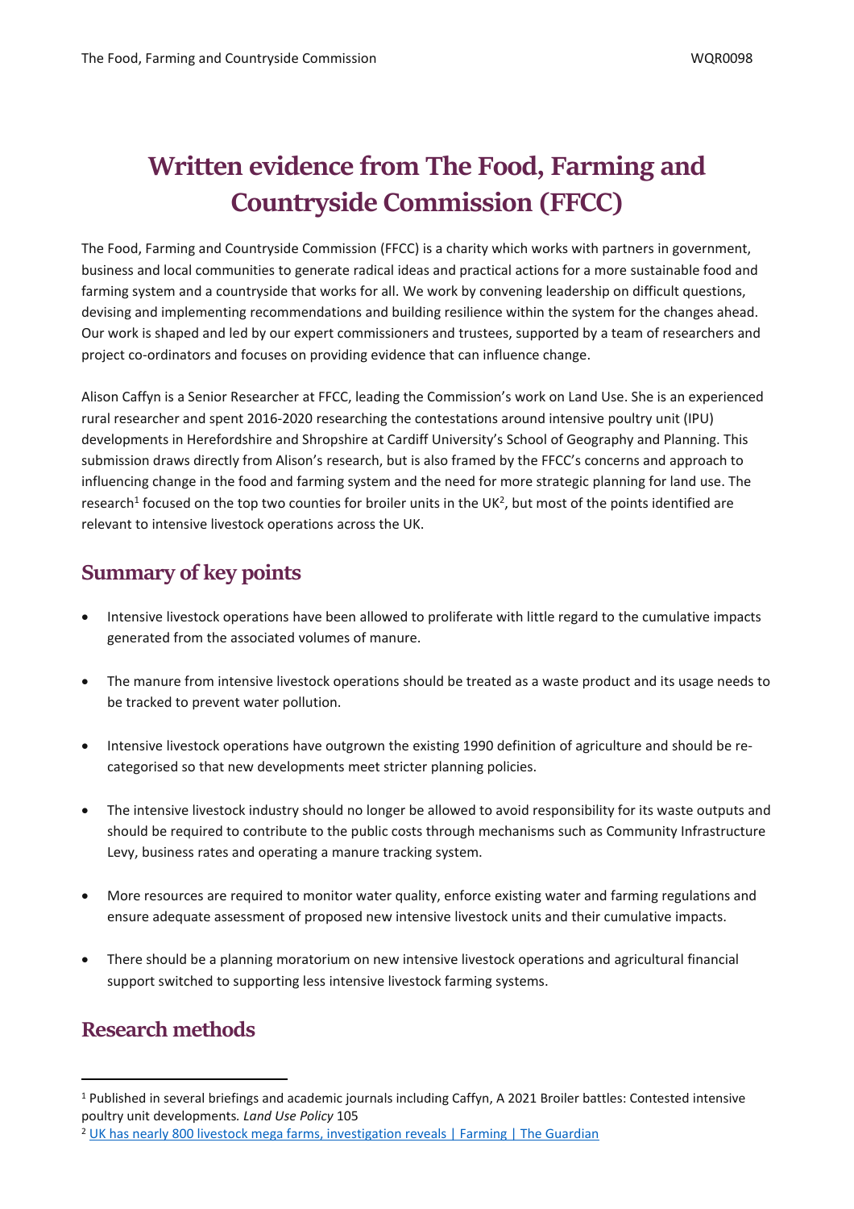# Written evidence from The Food, Farming and Countryside Commission (FFCC)

The Food, Farming and Countryside Commission (FFCC) is a charity which works with partners in government, business and local communities to generate radical ideas and practical actions for a more sustainable food and farming system and a countryside that works for all. We work by convening leadership on difficult questions, devising and implementing recommendations and building resilience within the system for the changes ahead. Our work is shaped and led by our expert commissioners and trustees, supported by a team of researchers and project co-ordinators and focuses on providing evidence that can influence change.

Alison Caffyn is a Senior Researcher at FFCC, leading the Commission's work on Land Use. She is an experienced rural researcher and spent 2016-2020 researching the contestations around intensive poultry unit (IPU) developments in Herefordshire and Shropshire at Cardiff University's School of Geography and Planning. This submission draws directly from Alison's research, but is also framed by the FFCC's concerns and approach to influencing change in the food and farming system and the need for more strategic planning for land use. The research[1] focused on the top two counties for broiler units in the UK[2], but most of the points identified are relevant to intensive livestock operations across the UK.

## Summary of key points

- Intensive livestock operations have been allowed to proliferate with little regard to the cumulative impacts generated from the associated volumes of manure.
- The manure from intensive livestock operations should be treated as a waste product and its usage needs to be tracked to prevent water pollution.
- Intensive livestock operations have outgrown the existing 1990 definition of agriculture and should be re-categorised so that new developments meet stricter planning policies.
- The intensive livestock industry should no longer be allowed to avoid responsibility for its waste outputs and should be required to contribute to the public costs through mechanisms such as Community Infrastructure Levy, business rates and operating a manure tracking system.
- More resources are required to monitor water quality, enforce existing water and farming regulations and ensure adequate assessment of proposed new intensive livestock units and their cumulative impacts.
- There should be a planning moratorium on new intensive livestock operations and agricultural financial support switched to supporting less intensive livestock farming systems.

## Research methods

[1] Published in several briefings and academic journals including Caffyn, A 2021 Broiler battles: Contested intensive poultry unit developments. *Land Use Policy* 105

[2] UK has nearly 800 livestock mega farms, investigation reveals | Farming | The Guardian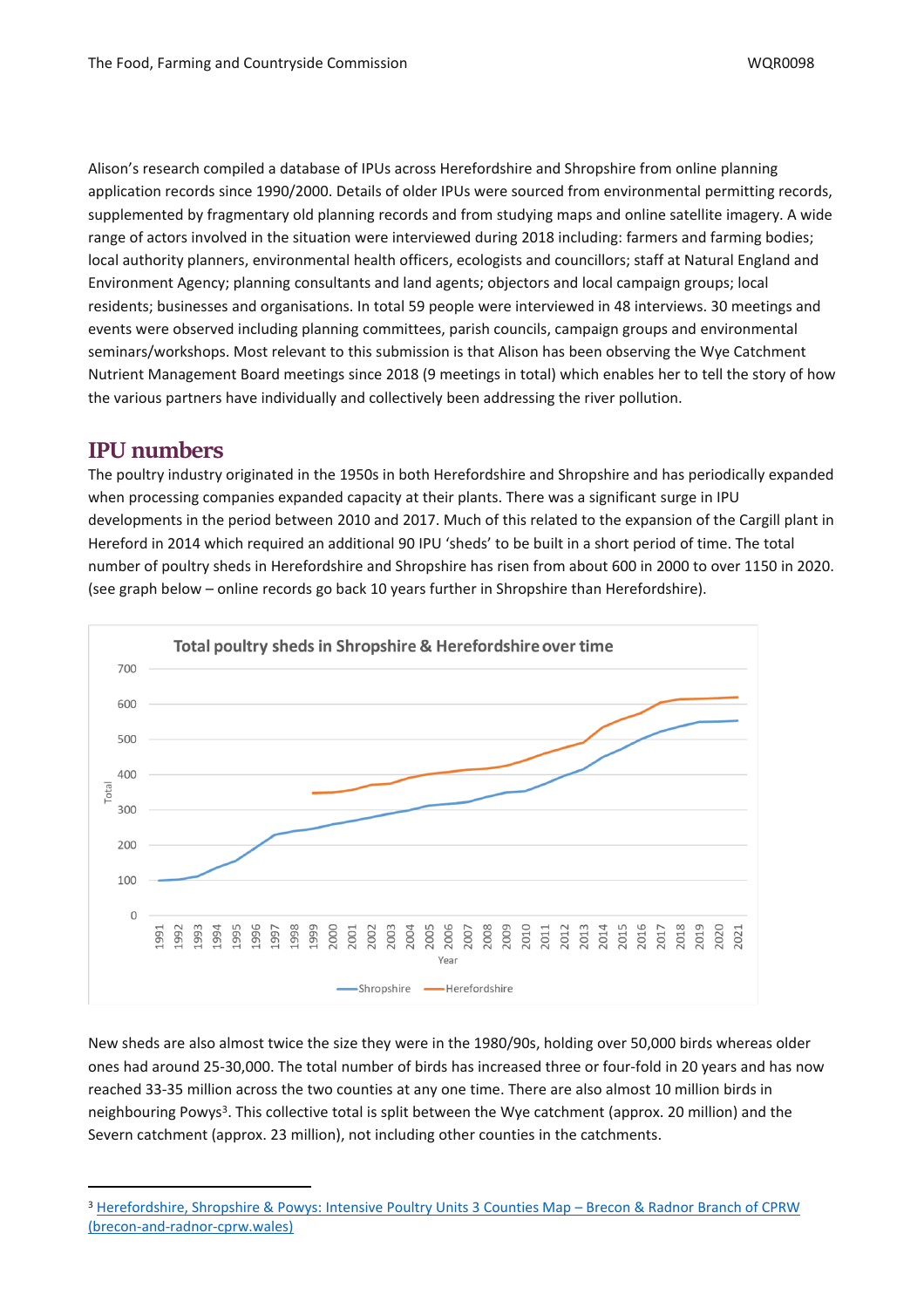Alison's research compiled a database of IPUs across Herefordshire and Shropshire from online planning application records since 1990/2000. Details of older IPUs were sourced from environmental permitting records, supplemented by fragmentary old planning records and from studying maps and online satellite imagery. A wide range of actors involved in the situation were interviewed during 2018 including: farmers and farming bodies; local authority planners, environmental health officers, ecologists and councillors; staff at Natural England and Environment Agency; planning consultants and land agents; objectors and local campaign groups; local residents; businesses and organisations. In total 59 people were interviewed in 48 interviews. 30 meetings and events were observed including planning committees, parish councils, campaign groups and environmental seminars/workshops. Most relevant to this submission is that Alison has been observing the Wye Catchment Nutrient Management Board meetings since 2018 (9 meetings in total) which enables her to tell the story of how the various partners have individually and collectively been addressing the river pollution.

## IPU numbers

The poultry industry originated in the 1950s in both Herefordshire and Shropshire and has periodically expanded when processing companies expanded capacity at their plants. There was a significant surge in IPU developments in the period between 2010 and 2017. Much of this related to the expansion of the Cargill plant in Hereford in 2014 which required an additional 90 IPU 'sheds' to be built in a short period of time. The total number of poultry sheds in Herefordshire and Shropshire has risen from about 600 in 2000 to over 1150 in 2020. (see graph below – online records go back 10 years further in Shropshire than Herefordshire).

**Total poultry sheds in Shropshire & Herefordshire over time**

[Line chart: Total (0–700) by Year (1991–2021); series: Shropshire, Herefordshire]

New sheds are also almost twice the size they were in the 1980/90s, holding over 50,000 birds whereas older ones had around 25-30,000. The total number of birds has increased three or four-fold in 20 years and has now reached 33-35 million across the two counties at any one time. There are also almost 10 million birds in neighbouring Powys[3]. This collective total is split between the Wye catchment (approx. 20 million) and the Severn catchment (approx. 23 million), not including other counties in the catchments.

[3] Herefordshire, Shropshire & Powys: Intensive Poultry Units 3 Counties Map – Brecon & Radnor Branch of CPRW (brecon-and-radnor-cprw.wales)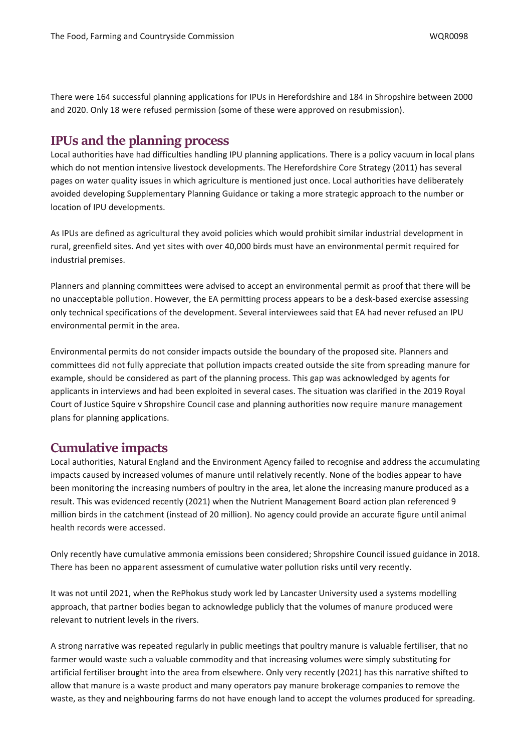There were 164 successful planning applications for IPUs in Herefordshire and 184 in Shropshire between 2000 and 2020. Only 18 were refused permission (some of these were approved on resubmission).

## IPUs and the planning process

Local authorities have had difficulties handling IPU planning applications. There is a policy vacuum in local plans which do not mention intensive livestock developments. The Herefordshire Core Strategy (2011) has several pages on water quality issues in which agriculture is mentioned just once. Local authorities have deliberately avoided developing Supplementary Planning Guidance or taking a more strategic approach to the number or location of IPU developments.

As IPUs are defined as agricultural they avoid policies which would prohibit similar industrial development in rural, greenfield sites. And yet sites with over 40,000 birds must have an environmental permit required for industrial premises.

Planners and planning committees were advised to accept an environmental permit as proof that there will be no unacceptable pollution. However, the EA permitting process appears to be a desk-based exercise assessing only technical specifications of the development. Several interviewees said that EA had never refused an IPU environmental permit in the area.

Environmental permits do not consider impacts outside the boundary of the proposed site. Planners and committees did not fully appreciate that pollution impacts created outside the site from spreading manure for example, should be considered as part of the planning process. This gap was acknowledged by agents for applicants in interviews and had been exploited in several cases. The situation was clarified in the 2019 Royal Court of Justice Squire v Shropshire Council case and planning authorities now require manure management plans for planning applications.

## Cumulative impacts

Local authorities, Natural England and the Environment Agency failed to recognise and address the accumulating impacts caused by increased volumes of manure until relatively recently. None of the bodies appear to have been monitoring the increasing numbers of poultry in the area, let alone the increasing manure produced as a result. This was evidenced recently (2021) when the Nutrient Management Board action plan referenced 9 million birds in the catchment (instead of 20 million). No agency could provide an accurate figure until animal health records were accessed.

Only recently have cumulative ammonia emissions been considered; Shropshire Council issued guidance in 2018. There has been no apparent assessment of cumulative water pollution risks until very recently.

It was not until 2021, when the RePhokus study work led by Lancaster University used a systems modelling approach, that partner bodies began to acknowledge publicly that the volumes of manure produced were relevant to nutrient levels in the rivers.

A strong narrative was repeated regularly in public meetings that poultry manure is valuable fertiliser, that no farmer would waste such a valuable commodity and that increasing volumes were simply substituting for artificial fertiliser brought into the area from elsewhere. Only very recently (2021) has this narrative shifted to allow that manure is a waste product and many operators pay manure brokerage companies to remove the waste, as they and neighbouring farms do not have enough land to accept the volumes produced for spreading.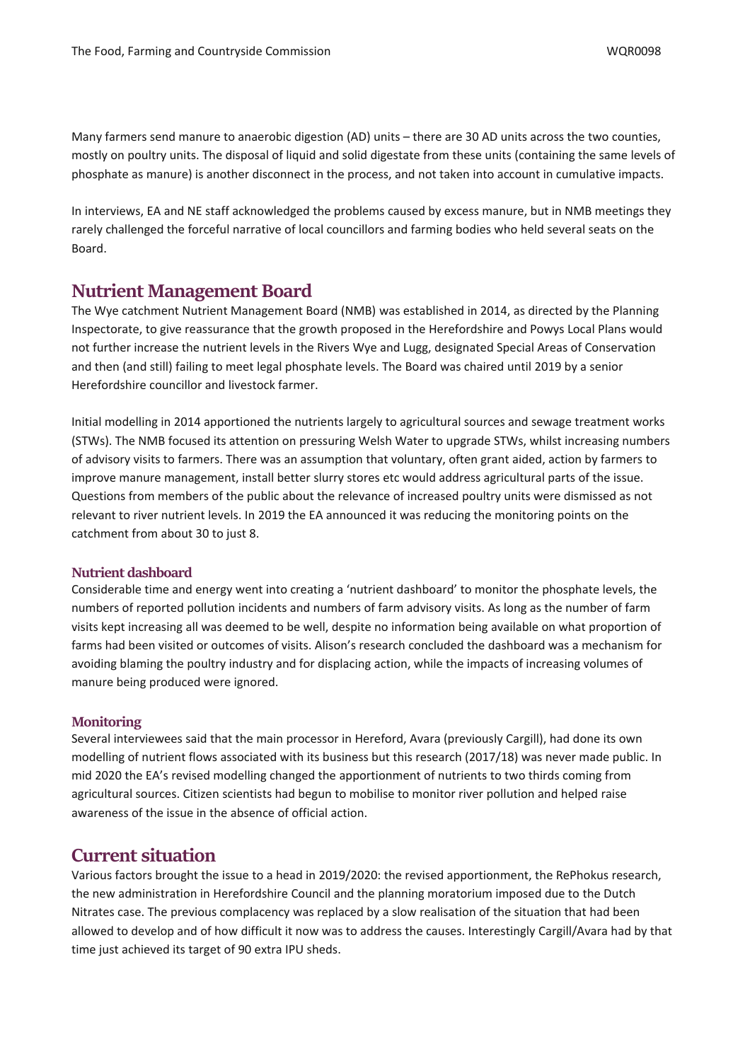Many farmers send manure to anaerobic digestion (AD) units – there are 30 AD units across the two counties, mostly on poultry units. The disposal of liquid and solid digestate from these units (containing the same levels of phosphate as manure) is another disconnect in the process, and not taken into account in cumulative impacts.

In interviews, EA and NE staff acknowledged the problems caused by excess manure, but in NMB meetings they rarely challenged the forceful narrative of local councillors and farming bodies who held several seats on the Board.

## Nutrient Management Board

The Wye catchment Nutrient Management Board (NMB) was established in 2014, as directed by the Planning Inspectorate, to give reassurance that the growth proposed in the Herefordshire and Powys Local Plans would not further increase the nutrient levels in the Rivers Wye and Lugg, designated Special Areas of Conservation and then (and still) failing to meet legal phosphate levels. The Board was chaired until 2019 by a senior Herefordshire councillor and livestock farmer.

Initial modelling in 2014 apportioned the nutrients largely to agricultural sources and sewage treatment works (STWs). The NMB focused its attention on pressuring Welsh Water to upgrade STWs, whilst increasing numbers of advisory visits to farmers. There was an assumption that voluntary, often grant aided, action by farmers to improve manure management, install better slurry stores etc would address agricultural parts of the issue. Questions from members of the public about the relevance of increased poultry units were dismissed as not relevant to river nutrient levels. In 2019 the EA announced it was reducing the monitoring points on the catchment from about 30 to just 8.

### Nutrient dashboard

Considerable time and energy went into creating a 'nutrient dashboard' to monitor the phosphate levels, the numbers of reported pollution incidents and numbers of farm advisory visits. As long as the number of farm visits kept increasing all was deemed to be well, despite no information being available on what proportion of farms had been visited or outcomes of visits. Alison's research concluded the dashboard was a mechanism for avoiding blaming the poultry industry and for displacing action, while the impacts of increasing volumes of manure being produced were ignored.

### Monitoring

Several interviewees said that the main processor in Hereford, Avara (previously Cargill), had done its own modelling of nutrient flows associated with its business but this research (2017/18) was never made public. In mid 2020 the EA's revised modelling changed the apportionment of nutrients to two thirds coming from agricultural sources. Citizen scientists had begun to mobilise to monitor river pollution and helped raise awareness of the issue in the absence of official action.

## Current situation

Various factors brought the issue to a head in 2019/2020: the revised apportionment, the RePhokus research, the new administration in Herefordshire Council and the planning moratorium imposed due to the Dutch Nitrates case. The previous complacency was replaced by a slow realisation of the situation that had been allowed to develop and of how difficult it now was to address the causes. Interestingly Cargill/Avara had by that time just achieved its target of 90 extra IPU sheds.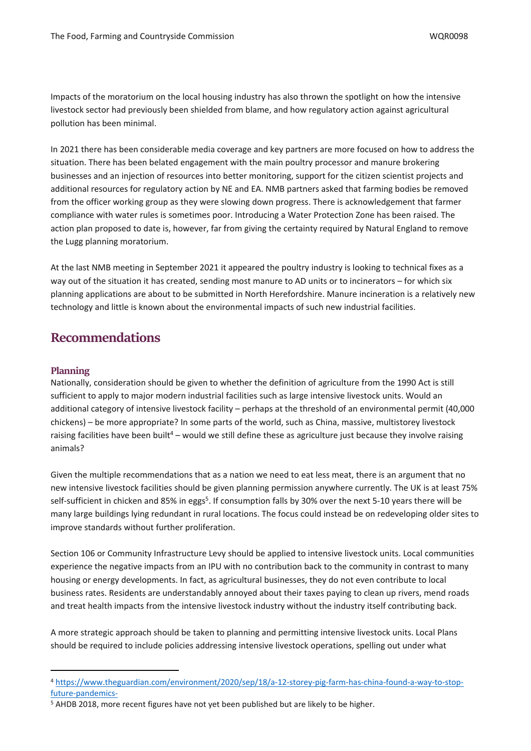Impacts of the moratorium on the local housing industry has also thrown the spotlight on how the intensive livestock sector had previously been shielded from blame, and how regulatory action against agricultural pollution has been minimal.

In 2021 there has been considerable media coverage and key partners are more focused on how to address the situation. There has been belated engagement with the main poultry processor and manure brokering businesses and an injection of resources into better monitoring, support for the citizen scientist projects and additional resources for regulatory action by NE and EA. NMB partners asked that farming bodies be removed from the officer working group as they were slowing down progress. There is acknowledgement that farmer compliance with water rules is sometimes poor. Introducing a Water Protection Zone has been raised. The action plan proposed to date is, however, far from giving the certainty required by Natural England to remove the Lugg planning moratorium.

At the last NMB meeting in September 2021 it appeared the poultry industry is looking to technical fixes as a way out of the situation it has created, sending most manure to AD units or to incinerators – for which six planning applications are about to be submitted in North Herefordshire. Manure incineration is a relatively new technology and little is known about the environmental impacts of such new industrial facilities.

## Recommendations

### Planning

Nationally, consideration should be given to whether the definition of agriculture from the 1990 Act is still sufficient to apply to major modern industrial facilities such as large intensive livestock units. Would an additional category of intensive livestock facility – perhaps at the threshold of an environmental permit (40,000 chickens) – be more appropriate? In some parts of the world, such as China, massive, multistorey livestock raising facilities have been built[4] – would we still define these as agriculture just because they involve raising animals?

Given the multiple recommendations that as a nation we need to eat less meat, there is an argument that no new intensive livestock facilities should be given planning permission anywhere currently. The UK is at least 75% self-sufficient in chicken and 85% in eggs[5]. If consumption falls by 30% over the next 5-10 years there will be many large buildings lying redundant in rural locations. The focus could instead be on redeveloping older sites to improve standards without further proliferation.

Section 106 or Community Infrastructure Levy should be applied to intensive livestock units. Local communities experience the negative impacts from an IPU with no contribution back to the community in contrast to many housing or energy developments. In fact, as agricultural businesses, they do not even contribute to local business rates. Residents are understandably annoyed about their taxes paying to clean up rivers, mend roads and treat health impacts from the intensive livestock industry without the industry itself contributing back.

A more strategic approach should be taken to planning and permitting intensive livestock units. Local Plans should be required to include policies addressing intensive livestock operations, spelling out under what

[4] https://www.theguardian.com/environment/2020/sep/18/a-12-storey-pig-farm-has-china-found-a-way-to-stop-future-pandemics-

[5] AHDB 2018, more recent figures have not yet been published but are likely to be higher.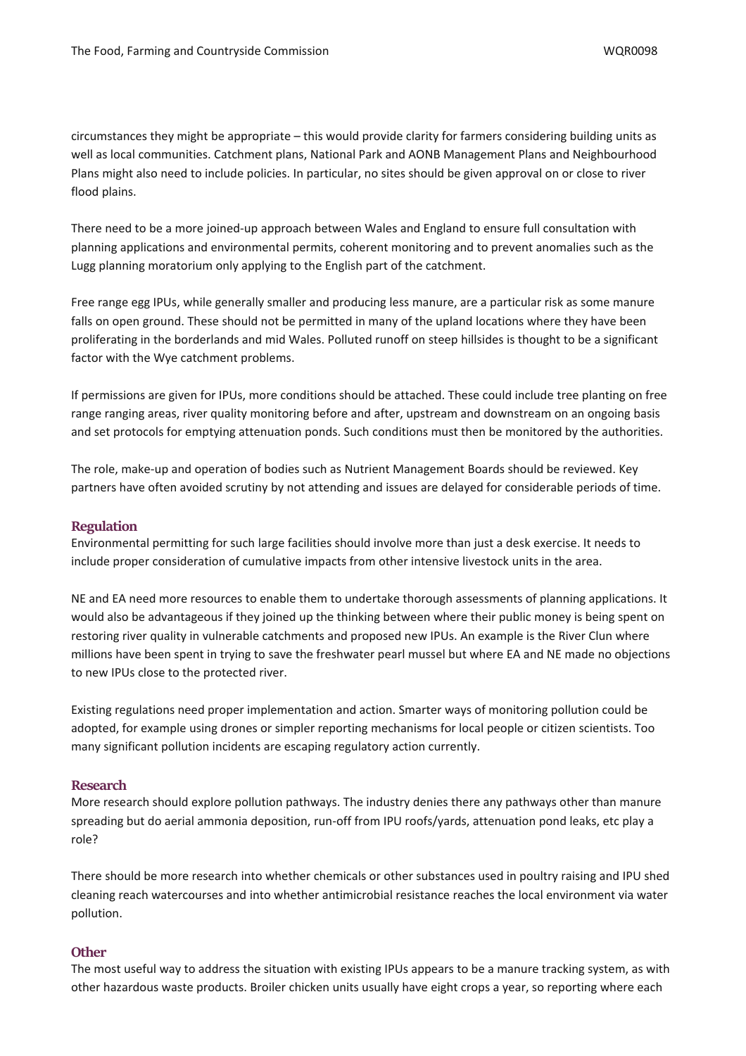circumstances they might be appropriate – this would provide clarity for farmers considering building units as well as local communities. Catchment plans, National Park and AONB Management Plans and Neighbourhood Plans might also need to include policies. In particular, no sites should be given approval on or close to river flood plains.

There need to be a more joined-up approach between Wales and England to ensure full consultation with planning applications and environmental permits, coherent monitoring and to prevent anomalies such as the Lugg planning moratorium only applying to the English part of the catchment.

Free range egg IPUs, while generally smaller and producing less manure, are a particular risk as some manure falls on open ground. These should not be permitted in many of the upland locations where they have been proliferating in the borderlands and mid Wales. Polluted runoff on steep hillsides is thought to be a significant factor with the Wye catchment problems.

If permissions are given for IPUs, more conditions should be attached. These could include tree planting on free range ranging areas, river quality monitoring before and after, upstream and downstream on an ongoing basis and set protocols for emptying attenuation ponds. Such conditions must then be monitored by the authorities.

The role, make-up and operation of bodies such as Nutrient Management Boards should be reviewed. Key partners have often avoided scrutiny by not attending and issues are delayed for considerable periods of time.

### Regulation

Environmental permitting for such large facilities should involve more than just a desk exercise. It needs to include proper consideration of cumulative impacts from other intensive livestock units in the area.

NE and EA need more resources to enable them to undertake thorough assessments of planning applications. It would also be advantageous if they joined up the thinking between where their public money is being spent on restoring river quality in vulnerable catchments and proposed new IPUs. An example is the River Clun where millions have been spent in trying to save the freshwater pearl mussel but where EA and NE made no objections to new IPUs close to the protected river.

Existing regulations need proper implementation and action. Smarter ways of monitoring pollution could be adopted, for example using drones or simpler reporting mechanisms for local people or citizen scientists. Too many significant pollution incidents are escaping regulatory action currently.

### Research

More research should explore pollution pathways. The industry denies there any pathways other than manure spreading but do aerial ammonia deposition, run-off from IPU roofs/yards, attenuation pond leaks, etc play a role?

There should be more research into whether chemicals or other substances used in poultry raising and IPU shed cleaning reach watercourses and into whether antimicrobial resistance reaches the local environment via water pollution.

### Other

The most useful way to address the situation with existing IPUs appears to be a manure tracking system, as with other hazardous waste products. Broiler chicken units usually have eight crops a year, so reporting where each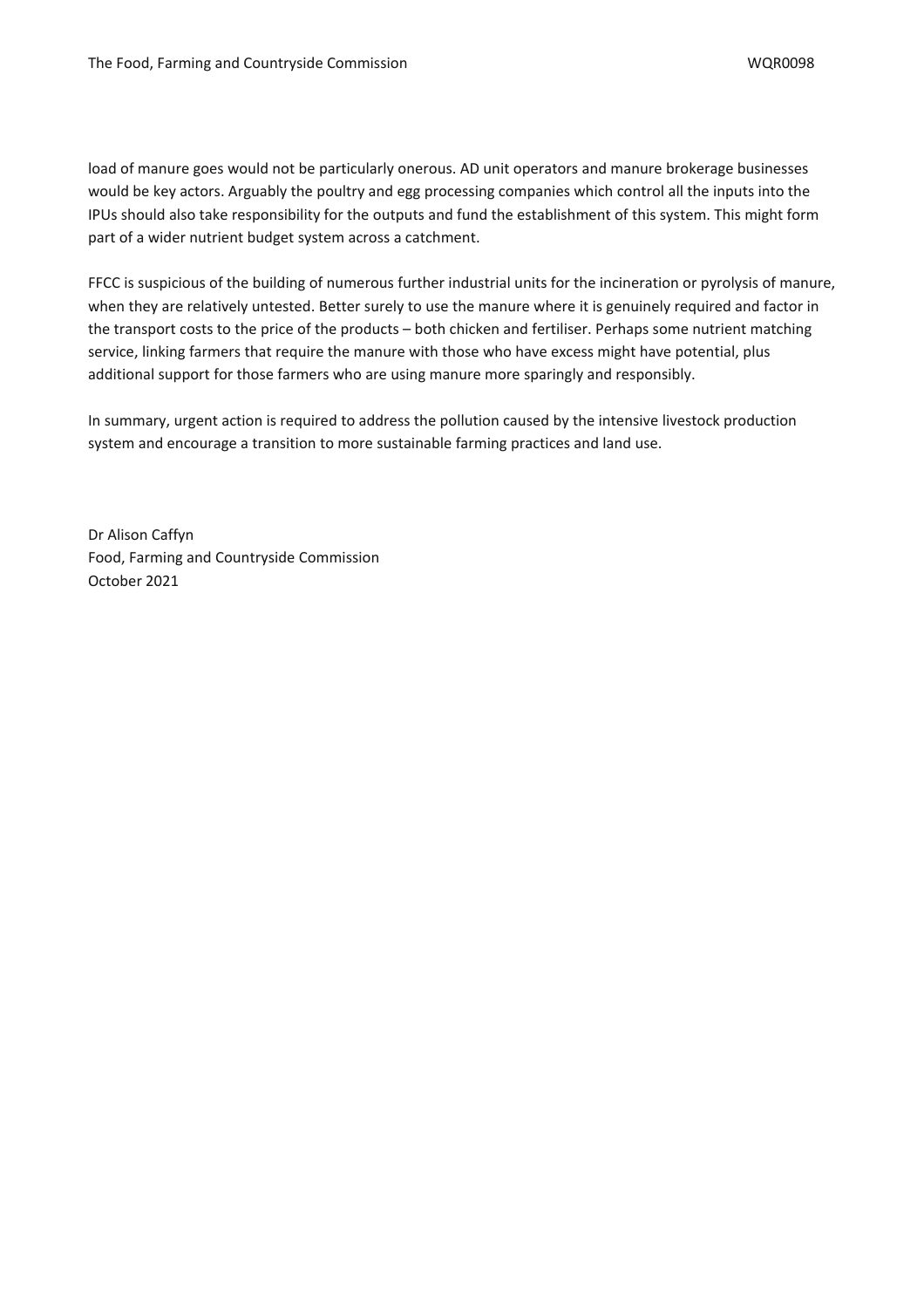load of manure goes would not be particularly onerous. AD unit operators and manure brokerage businesses would be key actors. Arguably the poultry and egg processing companies which control all the inputs into the IPUs should also take responsibility for the outputs and fund the establishment of this system. This might form part of a wider nutrient budget system across a catchment.

FFCC is suspicious of the building of numerous further industrial units for the incineration or pyrolysis of manure, when they are relatively untested. Better surely to use the manure where it is genuinely required and factor in the transport costs to the price of the products – both chicken and fertiliser. Perhaps some nutrient matching service, linking farmers that require the manure with those who have excess might have potential, plus additional support for those farmers who are using manure more sparingly and responsibly.

In summary, urgent action is required to address the pollution caused by the intensive livestock production system and encourage a transition to more sustainable farming practices and land use.

Dr Alison Caffyn
Food, Farming and Countryside Commission
October 2021